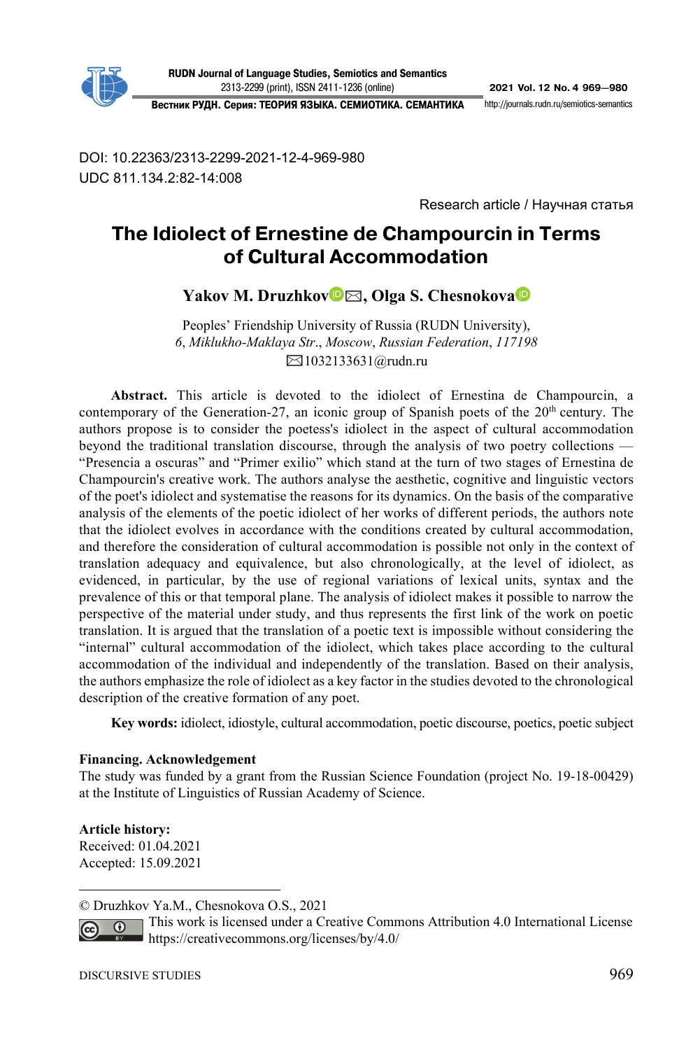DOI: 10.22363/2313-2299-2021-12-4-969-980
UDC 811.134.2:82-14:008

Research article / Научная статья

# The Idiolect of Ernestine de Champourcin in Terms of Cultural Accommodation

**Yakov M. Druzhkov ✉, Olga S. Chesnokova**

Peoples' Friendship University of Russia (RUDN University),
*6, Miklukho-Maklaya Str., Moscow, Russian Federation, 117198*
✉1032133631@rudn.ru

**Abstract.** This article is devoted to the idiolect of Ernestina de Champourcin, a contemporary of the Generation-27, an iconic group of Spanish poets of the 20th century. The authors propose is to consider the poetess's idiolect in the aspect of cultural accommodation beyond the traditional translation discourse, through the analysis of two poetry collections — "Presencia a oscuras" and "Primer exilio" which stand at the turn of two stages of Ernestina de Champourcin's creative work. The authors analyse the aesthetic, cognitive and linguistic vectors of the poet's idiolect and systematise the reasons for its dynamics. On the basis of the comparative analysis of the elements of the poetic idiolect of her works of different periods, the authors note that the idiolect evolves in accordance with the conditions created by cultural accommodation, and therefore the consideration of cultural accommodation is possible not only in the context of translation adequacy and equivalence, but also chronologically, at the level of idiolect, as evidenced, in particular, by the use of regional variations of lexical units, syntax and the prevalence of this or that temporal plane. The analysis of idiolect makes it possible to narrow the perspective of the material under study, and thus represents the first link of the work on poetic translation. It is argued that the translation of a poetic text is impossible without considering the "internal" cultural accommodation of the idiolect, which takes place according to the cultural accommodation of the individual and independently of the translation. Based on their analysis, the authors emphasize the role of idiolect as a key factor in the studies devoted to the chronological description of the creative formation of any poet.

**Key words:** idiolect, idiostyle, cultural accommodation, poetic discourse, poetics, poetic subject

**Financing. Acknowledgement**
The study was funded by a grant from the Russian Science Foundation (project No. 19-18-00429) at the Institute of Linguistics of Russian Academy of Science.

**Article history:**
Received: 01.04.2021
Accepted: 15.09.2021

© Druzhkov Ya.M., Chesnokova O.S., 2021
This work is licensed under a Creative Commons Attribution 4.0 International License https://creativecommons.org/licenses/by/4.0/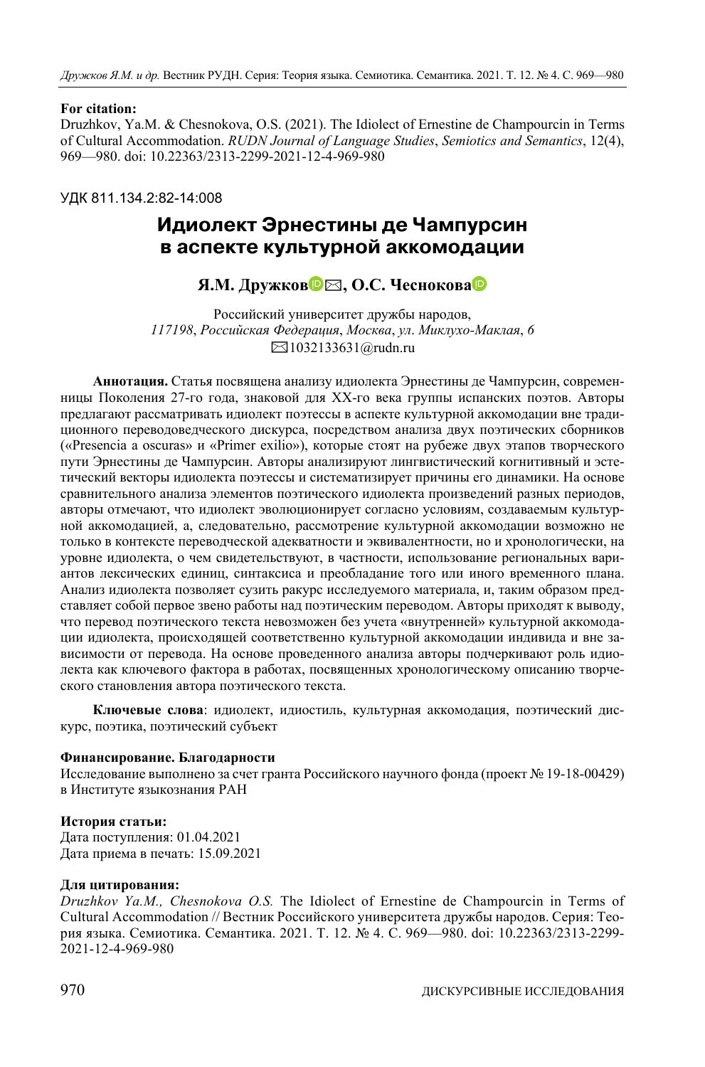**For citation:**
Druzhkov, Ya.M. & Chesnokova, O.S. (2021). The Idiolect of Ernestine de Champourcin in Terms of Cultural Accommodation. *RUDN Journal of Language Studies*, *Semiotics and Semantics*, 12(4), 969—980. doi: 10.22363/2313-2299-2021-12-4-969-980

УДК 811.134.2:82-14:008

# Идиолект Эрнестины де Чампурсин в аспекте культурной аккомодации

## Я.М. Дружков✉, О.С. Чеснокова

Российский университет дружбы народов,
*117198*, *Российская Федерация*, *Москва*, *ул. Миклухо-Маклая*, *6*
✉1032133631@rudn.ru

**Аннотация.** Статья посвящена анализу идиолекта Эрнестины де Чампурсин, современницы Поколения 27-го года, знаковой для XX-го века группы испанских поэтов. Авторы предлагают рассматривать идиолект поэтессы в аспекте культурной аккомодации вне традиционного переводоведческого дискурса, посредством анализа двух поэтических сборников («Presencia a oscuras» и «Primer exilio»), которые стоят на рубеже двух этапов творческого пути Эрнестины де Чампурсин. Авторы анализируют лингвистический когнитивный и эстетический векторы идиолекта поэтессы и систематизирует причины его динамики. На основе сравнительного анализа элементов поэтического идиолекта произведений разных периодов, авторы отмечают, что идиолект эволюционирует согласно условиям, создаваемым культурной аккомодацией, а, следовательно, рассмотрение культурной аккомодации возможно не только в контексте переводческой адекватности и эквивалентности, но и хронологически, на уровне идиолекта, о чем свидетельствуют, в частности, использование региональных вариантов лексических единиц, синтаксиса и преобладание того или иного временного плана. Анализ идиолекта позволяет сузить ракурс исследуемого материала, и, таким образом представляет собой первое звено работы над поэтическим переводом. Авторы приходят к выводу, что перевод поэтического текста невозможен без учета «внутренней» культурной аккомодации идиолекта, происходящей соответственно культурной аккомодации индивида и вне зависимости от перевода. На основе проведенного анализа авторы подчеркивают роль идиолекта как ключевого фактора в работах, посвященных хронологическому описанию творческого становления автора поэтического текста.

**Ключевые слова**: идиолект, идиостиль, культурная аккомодация, поэтический дискурс, поэтика, поэтический субъект

**Финансирование. Благодарности**
Исследование выполнено за счет гранта Российского научного фонда (проект № 19-18-00429) в Институте языкознания РАН

**История статьи:**
Дата поступления: 01.04.2021
Дата приема в печать: 15.09.2021

**Для цитирования:**
*Druzhkov Ya.M., Chesnokova O.S.* The Idiolect of Ernestine de Champourcin in Terms of Cultural Accommodation // Вестник Российского университета дружбы народов. Серия: Теория языка. Семиотика. Семантика. 2021. Т. 12. № 4. С. 969—980. doi: 10.22363/2313-2299-2021-12-4-969-980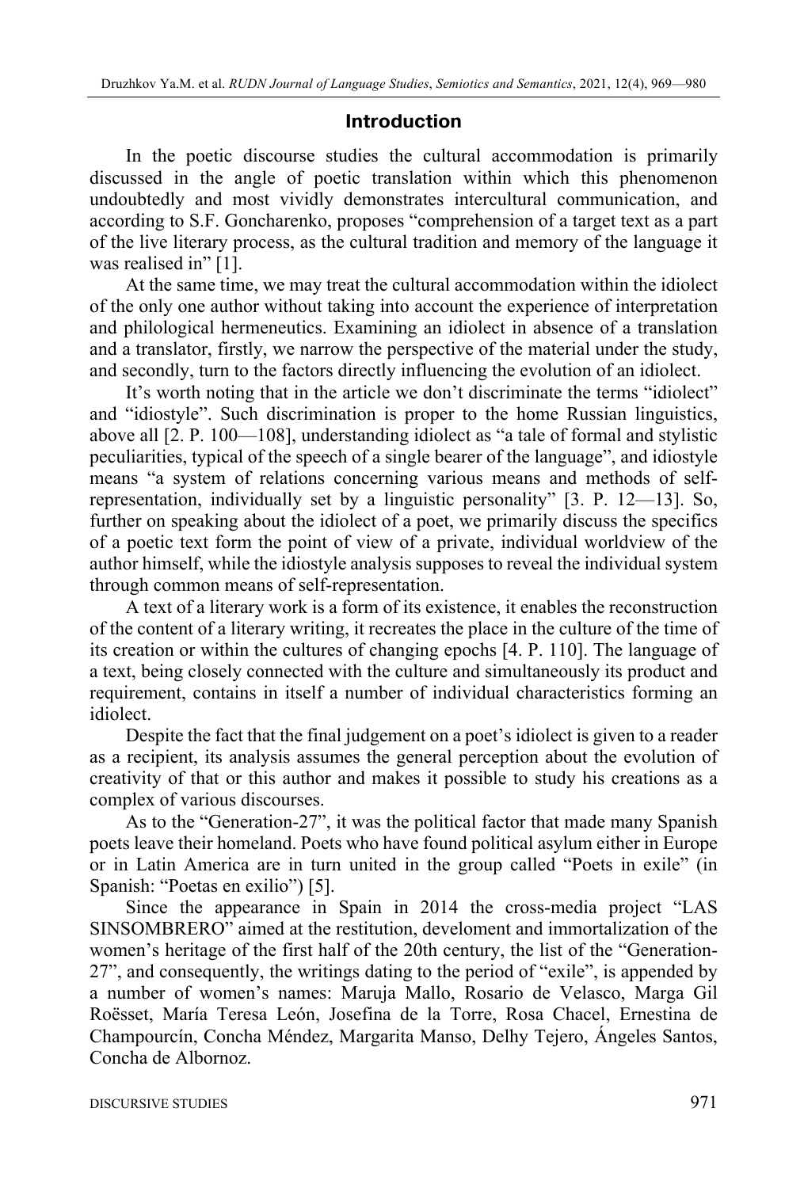## Introduction

In the poetic discourse studies the cultural accommodation is primarily discussed in the angle of poetic translation within which this phenomenon undoubtedly and most vividly demonstrates intercultural communication, and according to S.F. Goncharenko, proposes "comprehension of a target text as a part of the live literary process, as the cultural tradition and memory of the language it was realised in" [1].

At the same time, we may treat the cultural accommodation within the idiolect of the only one author without taking into account the experience of interpretation and philological hermeneutics. Examining an idiolect in absence of a translation and a translator, firstly, we narrow the perspective of the material under the study, and secondly, turn to the factors directly influencing the evolution of an idiolect.

It's worth noting that in the article we don't discriminate the terms "idiolect" and "idiostyle". Such discrimination is proper to the home Russian linguistics, above all [2. P. 100—108], understanding idiolect as "a tale of formal and stylistic peculiarities, typical of the speech of a single bearer of the language", and idiostyle means "a system of relations concerning various means and methods of self-representation, individually set by a linguistic personality" [3. P. 12—13]. So, further on speaking about the idiolect of a poet, we primarily discuss the specifics of a poetic text form the point of view of a private, individual worldview of the author himself, while the idiostyle analysis supposes to reveal the individual system through common means of self-representation.

A text of a literary work is a form of its existence, it enables the reconstruction of the content of a literary writing, it recreates the place in the culture of the time of its creation or within the cultures of changing epochs [4. P. 110]. The language of a text, being closely connected with the culture and simultaneously its product and requirement, contains in itself a number of individual characteristics forming an idiolect.

Despite the fact that the final judgement on a poet's idiolect is given to a reader as a recipient, its analysis assumes the general perception about the evolution of creativity of that or this author and makes it possible to study his creations as a complex of various discourses.

As to the "Generation-27", it was the political factor that made many Spanish poets leave their homeland. Poets who have found political asylum either in Europe or in Latin America are in turn united in the group called "Poets in exile" (in Spanish: "Poetas en exilio") [5].

Since the appearance in Spain in 2014 the cross-media project "LAS SINSOMBRERO" aimed at the restitution, develoment and immortalization of the women's heritage of the first half of the 20th century, the list of the "Generation-27", and consequently, the writings dating to the period of "exile", is appended by a number of women's names: Maruja Mallo, Rosario de Velasco, Marga Gil Roësset, María Teresa León, Josefina de la Torre, Rosa Chacel, Ernestina de Champourcín, Concha Méndez, Margarita Manso, Delhy Tejero, Ángeles Santos, Concha de Albornoz.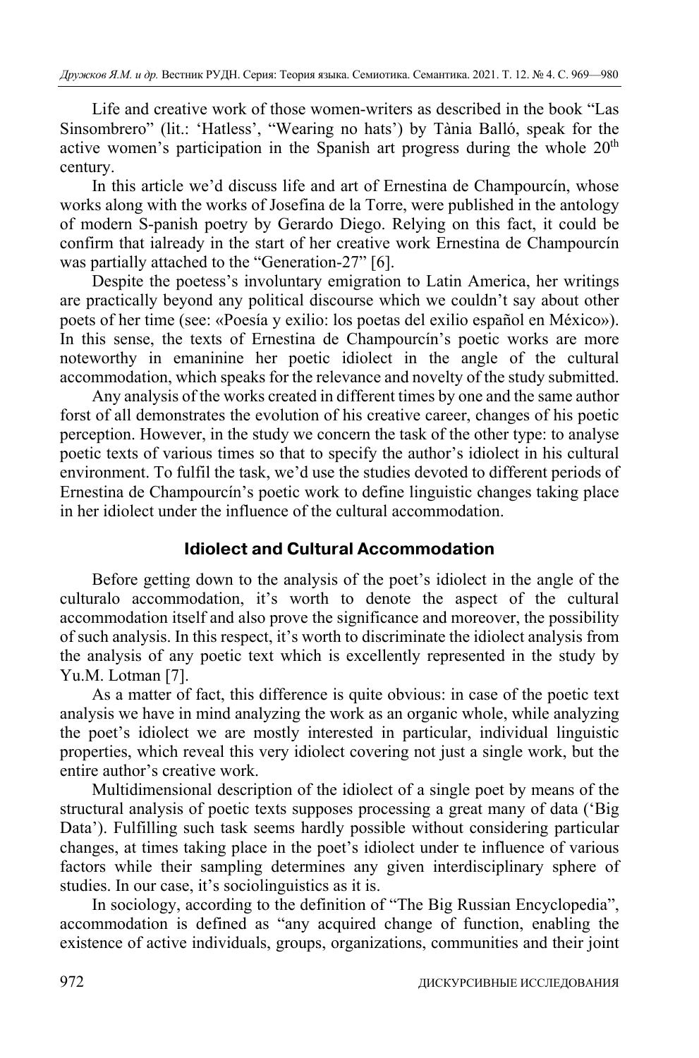Life and creative work of those women-writers as described in the book “Las Sinsombrero” (lit.: ‘Hatless’, “Wearing no hats’) by Tània Balló, speak for the active women’s participation in the Spanish art progress during the whole 20th century.

In this article we’d discuss life and art of Ernestina de Champourcín, whose works along with the works of Josefina de la Torre, were published in the antology of modern S-panish poetry by Gerardo Diego. Relying on this fact, it could be confirm that ialready in the start of her creative work Ernestina de Champourcín was partially attached to the “Generation-27” [6].

Despite the poetess’s involuntary emigration to Latin America, her writings are practically beyond any political discourse which we couldn’t say about other poets of her time (see: «Poesía y exilio: los poetas del exilio español en México»). In this sense, the texts of Ernestina de Champourcín’s poetic works are more noteworthy in emaninine her poetic idiolect in the angle of the cultural accommodation, which speaks for the relevance and novelty of the study submitted.

Any analysis of the works created in different times by one and the same author forst of all demonstrates the evolution of his creative career, changes of his poetic perception. However, in the study we concern the task of the other type: to analyse poetic texts of various times so that to specify the author’s idiolect in his cultural environment. To fulfil the task, we’d use the studies devoted to different periods of Ernestina de Champourcín’s poetic work to define linguistic changes taking place in her idiolect under the influence of the cultural accommodation.

## Idiolect and Cultural Accommodation

Before getting down to the analysis of the poet’s idiolect in the angle of the culturalo accommodation, it’s worth to denote the aspect of the cultural accommodation itself and also prove the significance and moreover, the possibility of such analysis. In this respect, it’s worth to discriminate the idiolect analysis from the analysis of any poetic text which is excellently represented in the study by Yu.M. Lotman [7].

As a matter of fact, this difference is quite obvious: in case of the poetic text analysis we have in mind analyzing the work as an organic whole, while analyzing the poet’s idiolect we are mostly interested in particular, individual linguistic properties, which reveal this very idiolect covering not just a single work, but the entire author’s creative work.

Multidimensional description of the idiolect of a single poet by means of the structural analysis of poetic texts supposes processing a great many of data (‘Big Data’). Fulfilling such task seems hardly possible without considering particular changes, at times taking place in the poet’s idiolect under te influence of various factors while their sampling determines any given interdisciplinary sphere of studies. In our case, it’s sociolinguistics as it is.

In sociology, according to the definition of “The Big Russian Encyclopedia”, accommodation is defined as “any acquired change of function, enabling the existence of active individuals, groups, organizations, communities and their joint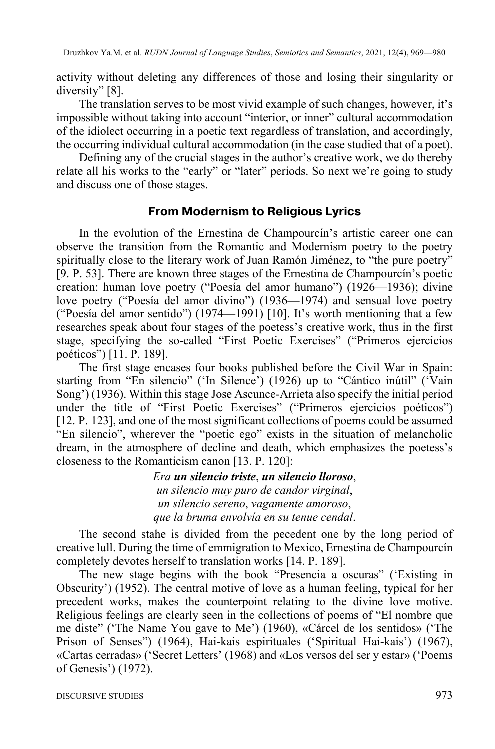activity without deleting any differences of those and losing their singularity or diversity" [8].

The translation serves to be most vivid example of such changes, however, it's impossible without taking into account "interior, or inner" cultural accommodation of the idiolect occurring in a poetic text regardless of translation, and accordingly, the occurring individual cultural accommodation (in the case studied that of a poet).

Defining any of the crucial stages in the author's creative work, we do thereby relate all his works to the "early" or "later" periods. So next we're going to study and discuss one of those stages.

## From Modernism to Religious Lyrics

In the evolution of the Ernestina de Champourcín's artistic career one can observe the transition from the Romantic and Modernism poetry to the poetry spiritually close to the literary work of Juan Ramón Jiménez, to "the pure poetry" [9. P. 53]. There are known three stages of the Ernestina de Champourcín's poetic creation: human love poetry ("Poesía del amor humano") (1926—1936); divine love poetry ("Poesía del amor divino") (1936—1974) and sensual love poetry ("Poesía del amor sentido") (1974—1991) [10]. It's worth mentioning that a few researches speak about four stages of the poetess's creative work, thus in the first stage, specifying the so-called "First Poetic Exercises" ("Primeros ejercicios poéticos") [11. P. 189].

The first stage encases four books published before the Civil War in Spain: starting from "En silencio" ('In Silence') (1926) up to "Cántico inútil" ('Vain Song') (1936). Within this stage Jose Ascunce-Arrieta also specify the initial period under the title of "First Poetic Exercises" ("Primeros ejercicios poéticos") [12. P. 123], and one of the most significant collections of poems could be assumed "En silencio", wherever the "poetic ego" exists in the situation of melancholic dream, in the atmosphere of decline and death, which emphasizes the poetess's closeness to the Romanticism canon [13. P. 120]:

*Era **un silencio triste**, **un silencio lloroso**,*
*un silencio muy puro de candor virginal*,
*un silencio sereno*, *vagamente amoroso*,
*que la bruma envolvía en su tenue cendal*.

The second stahe is divided from the pecedent one by the long period of creative lull. During the time of emmigration to Mexico, Ernestina de Champourcín completely devotes herself to translation works [14. P. 189].

The new stage begins with the book "Presencia a oscuras" ('Existing in Obscurity') (1952). The central motive of love as a human feeling, typical for her precedent works, makes the counterpoint relating to the divine love motive. Religious feelings are clearly seen in the collections of poems of "El nombre que me diste" ('The Name You gave to Me') (1960), «Cárcel de los sentidos» ('The Prison of Senses") (1964), Hai-kais espirituales ('Spiritual Hai-kais') (1967), «Cartas cerradas» ('Secret Letters' (1968) and «Los versos del ser y estar» ('Poems of Genesis') (1972).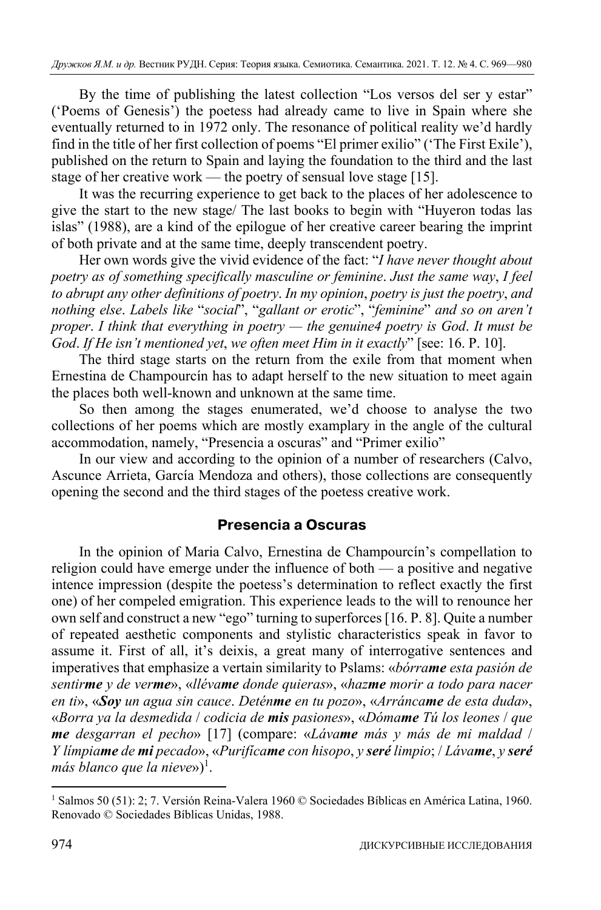By the time of publishing the latest collection "Los versos del ser y estar" ('Poems of Genesis') the poetess had already came to live in Spain where she eventually returned to in 1972 only. The resonance of political reality we'd hardly find in the title of her first collection of poems "El primer exilio" ('The First Exile'), published on the return to Spain and laying the foundation to the third and the last stage of her creative work — the poetry of sensual love stage [15].

It was the recurring experience to get back to the places of her adolescence to give the start to the new stage/ The last books to begin with "Huyeron todas las islas" (1988), are a kind of the epilogue of her creative career bearing the imprint of both private and at the same time, deeply transcendent poetry.

Her own words give the vivid evidence of the fact: "*I have never thought about poetry as of something specifically masculine or feminine*. *Just the same way*, *I feel to abrupt any other definitions of poetry*. *In my opinion*, *poetry is just the poetry*, *and nothing else*. *Labels like* "*social*", "*gallant or erotic*", "*feminine*" *and so on aren't proper*. *I think that everything in poetry — the genuine4 poetry is God*. *It must be God*. *If He isn't mentioned yet*, *we often meet Him in it exactly*" [see: 16. P. 10].

The third stage starts on the return from the exile from that moment when Ernestina de Champourcín has to adapt herself to the new situation to meet again the places both well-known and unknown at the same time.

So then among the stages enumerated, we'd choose to analyse the two collections of her poems which are mostly examplary in the angle of the cultural accommodation, namely, "Presencia a oscuras" and "Primer exilio"

In our view and according to the opinion of a number of researchers (Calvo, Ascunce Arrieta, García Mendoza and others), those collections are consequently opening the second and the third stages of the poetess creative work.

## Presencia a Oscuras

In the opinion of Maria Calvo, Ernestina de Champourcín's compellation to religion could have emerge under the influence of both — a positive and negative intence impression (despite the poetess's determination to reflect exactly the first one) of her compeled emigration. This experience leads to the will to renounce her own self and construct a new "ego" turning to superforces [16. P. 8]. Quite a number of repeated aesthetic components and stylistic characteristics speak in favor to assume it. First of all, it's deixis, a great many of interrogative sentences and imperatives that emphasize a vertain similarity to Pslams: «*bórra**me** esta pasión de sentir**me** y de ver**me***», «*lléva**me** donde quieras*», «*haz**me** morir a todo para nacer en ti*», «***Soy** un agua sin cauce*. *Detén**me** en tu pozo*», «*Arránca**me** de esta duda*», «*Borra ya la desmedida* / *codicia de **mis** pasiones*», «*Dóma**me** Tú los leones* / *que **me** desgarran el pecho*» [17] (compare: «*Láva**me** más y más de mi maldad* / *Y límpia**me** de **mi** pecado*», «*Purifíca**me** con hisopo*, *y **seré** limpio*; / *Láva**me**, y **seré** más blanco que la nieve*»)[1].

[1] Salmos 50 (51): 2; 7. Versión Reina-Valera 1960 © Sociedades Bíblicas en América Latina, 1960. Renovado © Sociedades Bíblicas Unidas, 1988.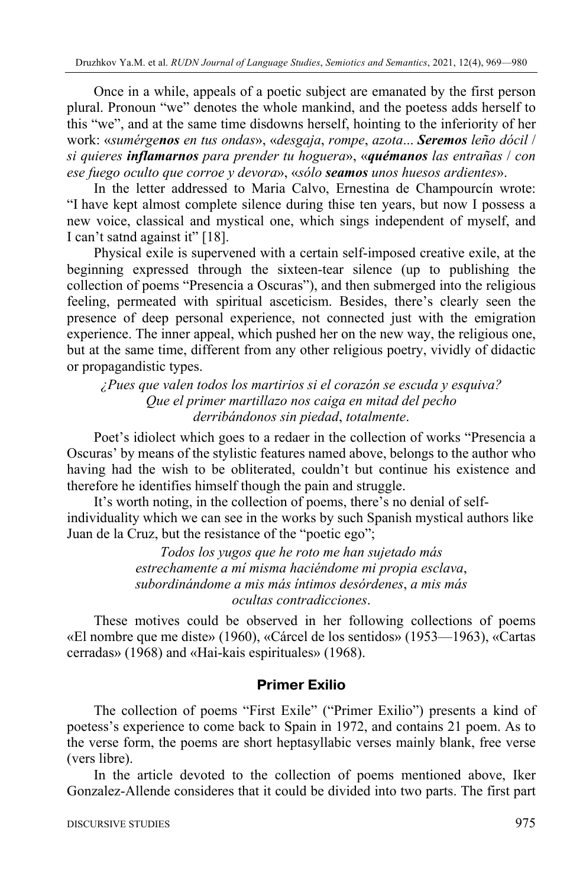Once in a while, appeals of a poetic subject are emanated by the first person plural. Pronoun "we" denotes the whole mankind, and the poetess adds herself to this "we", and at the same time disdowns herself, hointing to the inferiority of her work: «*sumérge**nos** en tus ondas*», «*desgaja*, *rompe*, *azota*... ***Seremos*** *leño dócil* / *si quieres **inflamarnos** para prender tu hoguera*», «***quémanos*** *las entrañas* / *con ese fuego oculto que corroe y devora*», «*sólo **seamos** unos huesos ardientes*».

In the letter addressed to Maria Calvo, Ernestina de Champourcín wrote: "I have kept almost complete silence during thise ten years, but now I possess a new voice, classical and mystical one, which sings independent of myself, and I can't satnd against it" [18].

Physical exile is supervened with a certain self-imposed creative exile, at the beginning expressed through the sixteen-tear silence (up to publishing the collection of poems "Presencia a Oscuras"), and then submerged into the religious feeling, permeated with spiritual asceticism. Besides, there's clearly seen the presence of deep personal experience, not connected just with the emigration experience. The inner appeal, which pushed her on the new way, the religious one, but at the same time, different from any other religious poetry, vividly of didactic or propagandistic types.

*¿Pues que valen todos los martirios si el corazón se escuda y esquiva?*
*Que el primer martillazo nos caiga en mitad del pecho*
*derribándonos sin piedad*, *totalmente*.

Poet's idiolect which goes to a redaer in the collection of works "Presencia a Oscuras' by means of the stylistic features named above, belongs to the author who having had the wish to be obliterated, couldn't but continue his existence and therefore he identifies himself though the pain and struggle.

It's worth noting, in the collection of poems, there's no denial of self-individuality which we can see in the works by such Spanish mystical authors like Juan de la Cruz, but the resistance of the "poetic ego";

*Todos los yugos que he roto me han sujetado más*
*estrechamente a mí misma haciéndome mi propia esclava*,
*subordinándome a mis más íntimos desórdenes*, *a mis más*
*ocultas contradicciones*.

These motives could be observed in her following collections of poems «El nombre que me diste» (1960), «Cárcel de los sentidos» (1953—1963), «Cartas cerradas» (1968) and «Hai-kais espirituales» (1968).

## Primer Exilio

The collection of poems "First Exile" ("Primer Exilio") presents a kind of poetess's experience to come back to Spain in 1972, and contains 21 poem. As to the verse form, the poems are short heptasyllabic verses mainly blank, free verse (vers libre).

In the article devoted to the collection of poems mentioned above, Iker Gonzalez-Allende consideres that it could be divided into two parts. The first part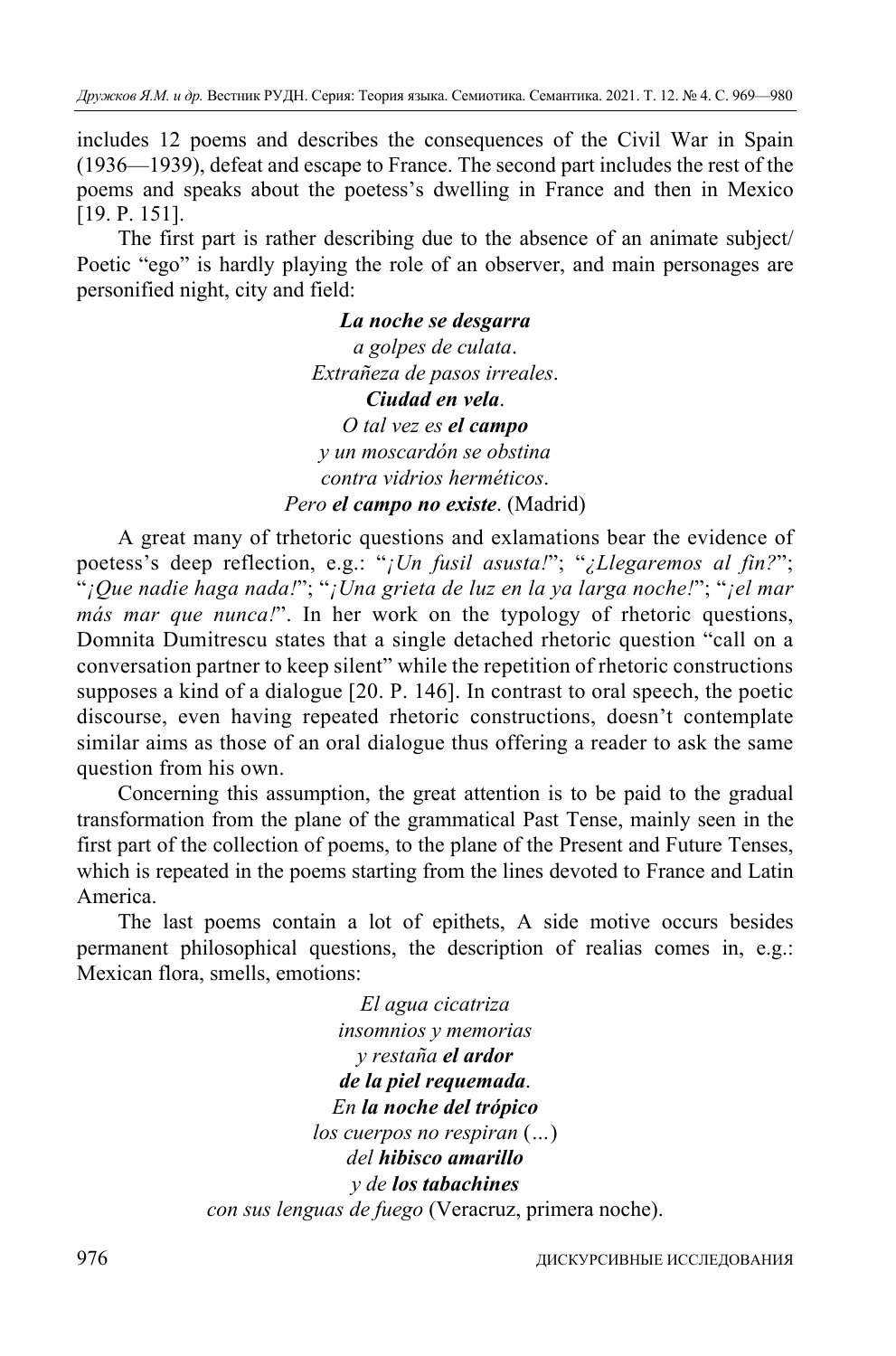includes 12 poems and describes the consequences of the Civil War in Spain (1936—1939), defeat and escape to France. The second part includes the rest of the poems and speaks about the poetess's dwelling in France and then in Mexico [19. P. 151].

The first part is rather describing due to the absence of an animate subject/ Poetic "ego" is hardly playing the role of an observer, and main personages are personified night, city and field:

> ***La noche se desgarra***
> *a golpes de culata.*
> *Extrañeza de pasos irreales.*
> ***Ciudad en vela.***
> *O tal vez es* ***el campo***
> *y un moscardón se obstina*
> *contra vidrios herméticos.*
> *Pero* ***el campo no existe.*** (Madrid)

A great many of trhetoric questions and exlamations bear the evidence of poetess's deep reflection, e.g.: "*¡Un fusil asusta!*"; "*¿Llegaremos al fin?*"; "*¡Que nadie haga nada!*"; "*¡Una grieta de luz en la ya larga noche!*"; "*¡el mar más mar que nunca!*". In her work on the typology of rhetoric questions, Domnita Dumitrescu states that a single detached rhetoric question "call on a conversation partner to keep silent" while the repetition of rhetoric constructions supposes a kind of a dialogue [20. P. 146]. In contrast to oral speech, the poetic discourse, even having repeated rhetoric constructions, doesn't contemplate similar aims as those of an oral dialogue thus offering a reader to ask the same question from his own.

Concerning this assumption, the great attention is to be paid to the gradual transformation from the plane of the grammatical Past Tense, mainly seen in the first part of the collection of poems, to the plane of the Present and Future Tenses, which is repeated in the poems starting from the lines devoted to France and Latin America.

The last poems contain a lot of epithets, A side motive occurs besides permanent philosophical questions, the description of realias comes in, e.g.: Mexican flora, smells, emotions:

> *El agua cicatriza*
> *insomnios y memorias*
> *y restaña* ***el ardor***
> ***de la piel requemada.***
> *En* ***la noche del trópico***
> *los cuerpos no respiran* (…)
> *del* ***hibisco amarillo***
> *y de* ***los tabachines***
> *con sus lenguas de fuego* (Veracruz, primera noche).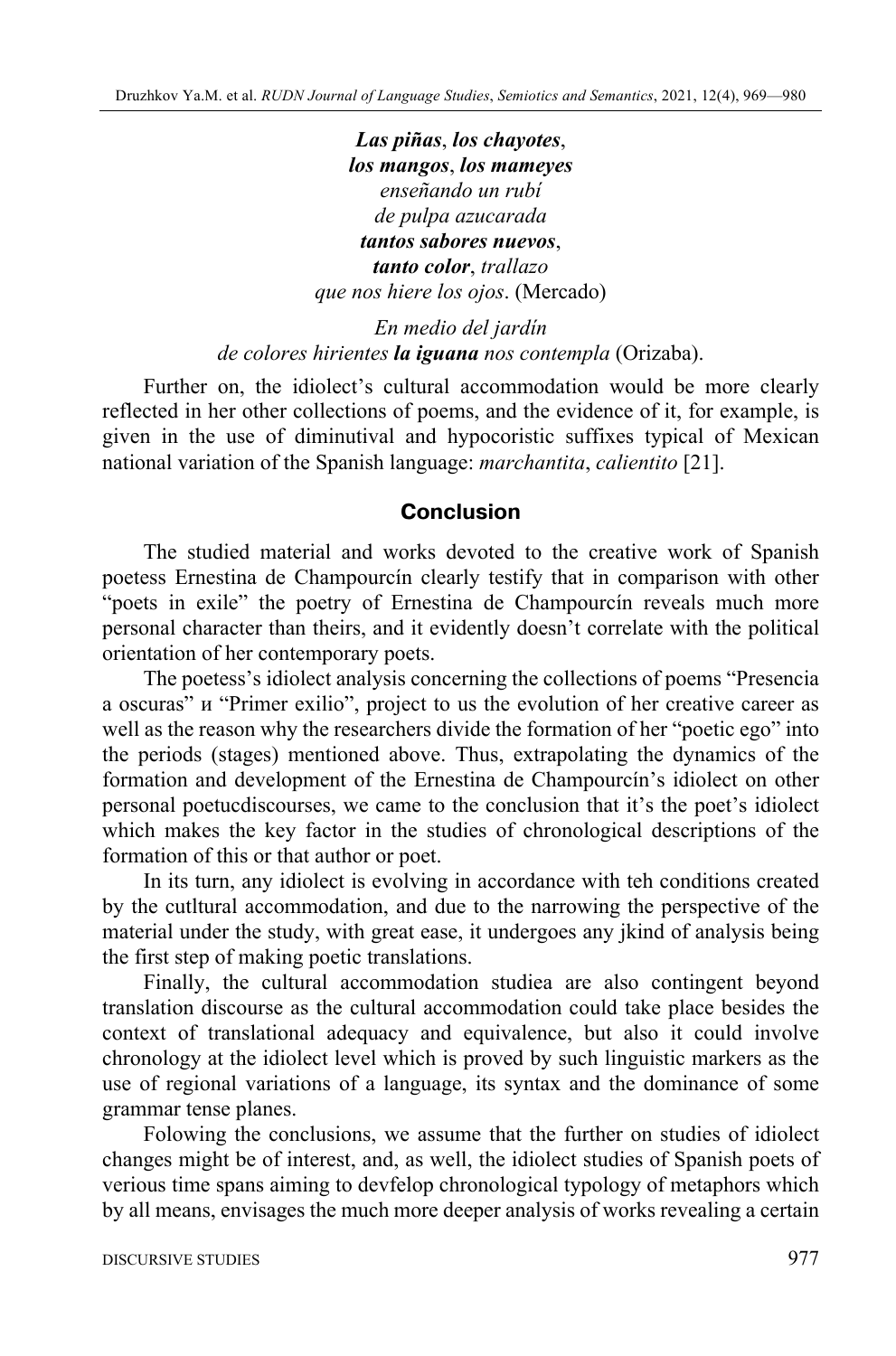***Las piñas***, ***los chayotes***,
***los mangos***, ***los mameyes***
*enseñando un rubí*
*de pulpa azucarada*
***tantos sabores nuevos***,
***tanto color***, *trallazo*
*que nos hiere los ojos*. (Mercado)

*En medio del jardín*
*de colores hirientes* ***la iguana*** *nos contempla* (Orizaba).

Further on, the idiolect's cultural accommodation would be more clearly reflected in her other collections of poems, and the evidence of it, for example, is given in the use of diminutival and hypocoristic suffixes typical of Mexican national variation of the Spanish language: *marchantita*, *calientito* [21].

## Conclusion

The studied material and works devoted to the creative work of Spanish poetess Ernestina de Champourcín clearly testify that in comparison with other "poets in exile" the poetry of Ernestina de Champourcín reveals much more personal character than theirs, and it evidently doesn't correlate with the political orientation of her contemporary poets.

The poetess's idiolect analysis concerning the collections of poems "Presencia a oscuras" и "Primer exilio", project to us the evolution of her creative career as well as the reason why the researchers divide the formation of her "poetic ego" into the periods (stages) mentioned above. Thus, extrapolating the dynamics of the formation and development of the Ernestina de Champourcín's idiolect on other personal poetucdiscourses, we came to the conclusion that it's the poet's idiolect which makes the key factor in the studies of chronological descriptions of the formation of this or that author or poet.

In its turn, any idiolect is evolving in accordance with teh conditions created by the cutltural accommodation, and due to the narrowing the perspective of the material under the study, with great ease, it undergoes any jkind of analysis being the first step of making poetic translations.

Finally, the cultural accommodation studiea are also contingent beyond translation discourse as the cultural accommodation could take place besides the context of translational adequacy and equivalence, but also it could involve chronology at the idiolect level which is proved by such linguistic markers as the use of regional variations of a language, its syntax and the dominance of some grammar tense planes.

Folowing the conclusions, we assume that the further on studies of idiolect changes might be of interest, and, as well, the idiolect studies of Spanish poets of verious time spans aiming to devfelop chronological typology of metaphors which by all means, envisages the much more deeper analysis of works revealing a certain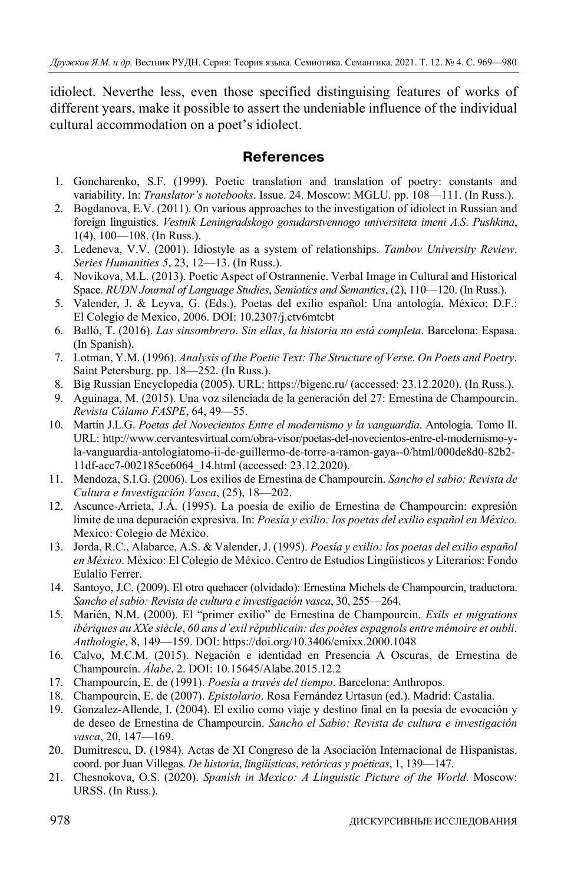idiolect. Neverthe less, even those specified distinguising features of works of different years, make it possible to assert the undeniable influence of the individual cultural accommodation on a poet's idiolect.

## References

1. Goncharenko, S.F. (1999). Poetic translation and translation of poetry: constants and variability. In: *Translator's notebooks*. Issue. 24. Moscow: MGLU. pp. 108—111. (In Russ.).
2. Bogdanova, E.V. (2011). On various approaches to the investigation of idiolect in Russian and foreign linguistics. *Vestnik Leningradskogo gosudarstvennogo universiteta imeni A.S. Pushkina*, 1(4), 100—108. (In Russ.).
3. Ledeneva, V.V. (2001). Idiostyle as a system of relationships. *Tambov University Review. Series Humanities 5*, 23, 12—13. (In Russ.).
4. Novikova, M.L. (2013). Poetic Aspect of Ostrannenie. Verbal Image in Cultural and Historical Space. *RUDN Journal of Language Studies, Semiotics and Semantics*, (2), 110—120. (In Russ.).
5. Valender, J. & Leyva, G. (Eds.). Poetas del exilio español: Una antología. México: D.F.: El Colegio de Mexico, 2006. DOI: 10.2307/j.ctv6mtcbt
6. Balló, T. (2016). *Las sinsombrero. Sin ellas, la historia no está completa*. Barcelona: Espasa. (In Spanish).
7. Lotman, Y.M. (1996). *Analysis of the Poetic Text: The Structure of Verse. On Poets and Poetry*. Saint Petersburg. pp. 18—252. (In Russ.).
8. Big Russian Encyclopedia (2005). URL: https://bigenc.ru/ (accessed: 23.12.2020). (In Russ.).
9. Aguinaga, M. (2015). Una voz silenciada de la generación del 27: Ernestina de Champourcin. *Revista Cálamo FASPE*, 64, 49—55.
10. Martín J.L.G. *Poetas del Novecientos Entre el modernismo y la vanguardia*. Antología. Tomo II. URL: http://www.cervantesvirtual.com/obra-visor/poetas-del-novecientos-entre-el-modernismo-y-la-vanguardia-antologiatomo-ii-de-guillermo-de-torre-a-ramon-gaya--0/html/000de8d0-82b2-11df-acc7-002185ce6064_14.html (accessed: 23.12.2020).
11. Mendoza, S.I.G. (2006). Los exilios de Ernestina de Champourcín. *Sancho el sabio: Revista de Cultura e Investigación Vasca*, (25), 18—202.
12. Ascunce-Arrieta, J.Á. (1995). La poesía de exilio de Ernestina de Champourcin: expresión límite de una depuración expresiva. In: *Poesía y exilio: los poetas del exilio español en México*. Mexico: Colegio de México.
13. Jorda, R.C., Alabarce, A.S. & Valender, J. (1995). *Poesía y exilio: los poetas del exilio español en México*. México: El Colegio de México. Centro de Estudios Lingüísticos y Literarios: Fondo Eulalio Ferrer.
14. Santoyo, J.C. (2009). El otro quehacer (olvidado): Ernestina Michels de Champourcin, traductora. *Sancho el sabio: Revista de cultura e investigación vasca*, 30, 255—264.
15. Marién, N.M. (2000). El "primer exilio" de Ernestina de Champourcin. *Exils et migrations ibériques au XXe siècle, 60 ans d'exil républicain: des poètes espagnols entre mémoire et oubli. Anthologie*, 8, 149—159. DOI: https://doi.org/10.3406/emixx.2000.1048
16. Calvo, M.C.M. (2015). Negación e identidad en Presencia A Oscuras, de Ernestina de Champourcín. *Álabe*, 2. DOI: 10.15645/Alabe.2015.12.2
17. Champourcín, E. de (1991). *Poesía a través del tiempo*. Barcelona: Anthropos.
18. Champourcin, E. de (2007). *Epistolario*. Rosa Fernández Urtasun (ed.). Madrid: Castalia.
19. Gonzalez-Allende, I. (2004). El exilio como viaje y destino final en la poesía de evocación y de deseo de Ernestina de Champourcin. *Sancho el Sabio: Revista de cultura e investigación vasca*, 20, 147—169.
20. Dumitrescu, D. (1984). Actas de XI Congreso de la Asociación Internacional de Hispanistas. coord. por Juan Villegas. *De historia, lingüísticas, retóricas y poéticas*, 1, 139—147.
21. Chesnokova, O.S. (2020). *Spanish in Mexico: A Linguistic Picture of the World*. Moscow: URSS. (In Russ.).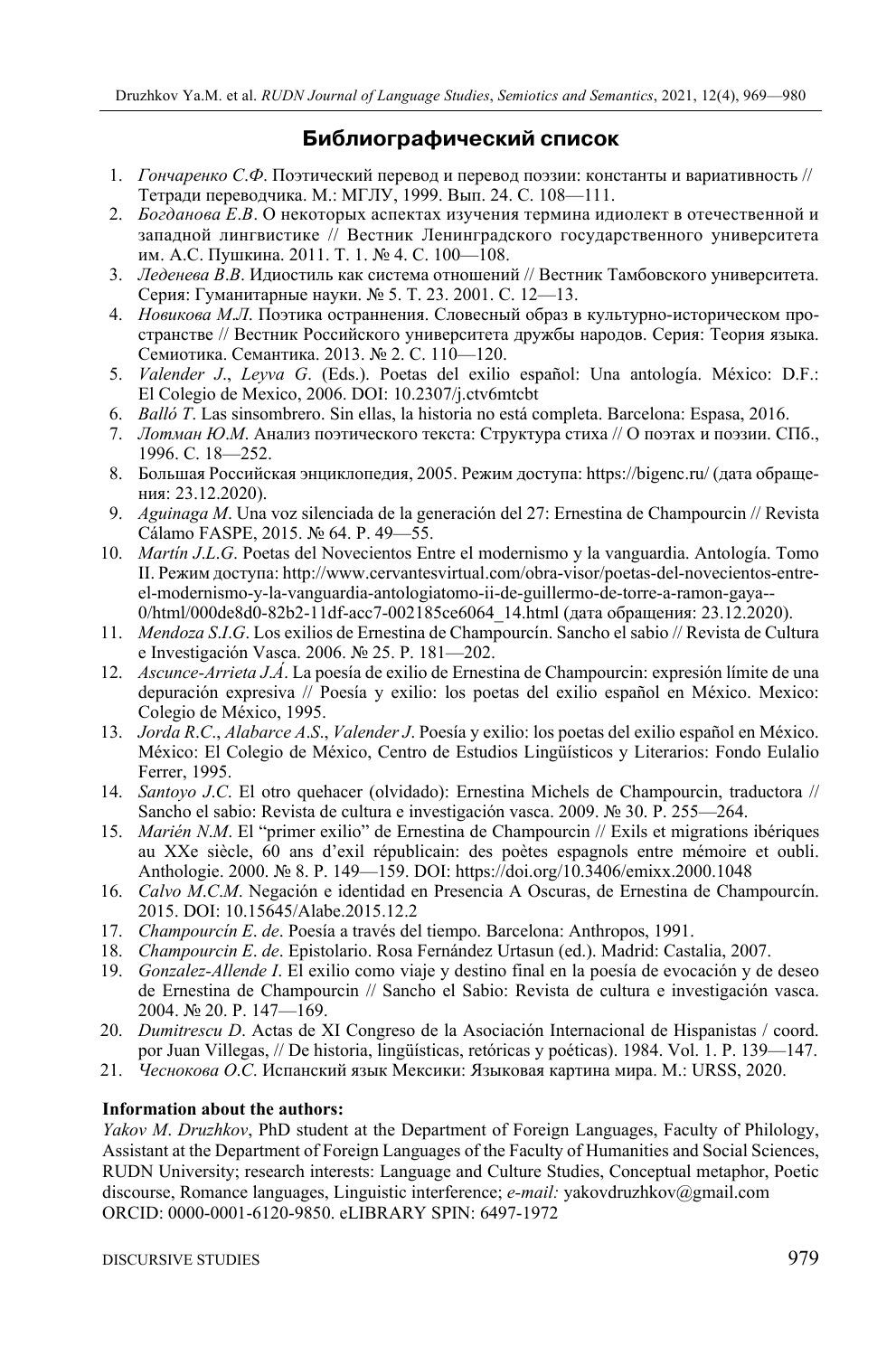## Библиографический список

1. *Гончаренко С.Ф*. Поэтический перевод и перевод поэзии: константы и вариативность // Тетради переводчика. М.: МГЛУ, 1999. Вып. 24. С. 108—111.
2. *Богданова Е.В*. О некоторых аспектах изучения термина идиолект в отечественной и западной лингвистике // Вестник Ленинградского государственного университета им. А.С. Пушкина. 2011. Т. 1. № 4. С. 100—108.
3. *Леденева В.В*. Идиостиль как система отношений // Вестник Тамбовского университета. Серия: Гуманитарные науки. № 5. Т. 23. 2001. С. 12—13.
4. *Новикова М.Л*. Поэтика остраннения. Словесный образ в культурно-историческом пространстве // Вестник Российского университета дружбы народов. Серия: Теория языка. Семиотика. Семантика. 2013. № 2. С. 110—120.
5. *Valender J*., *Leyva G*. (Eds.). Poetas del exilio español: Una antología. México: D.F.: El Colegio de Mexico, 2006. DOI: 10.2307/j.ctv6mtcbt
6. *Balló T*. Las sinsombrero. Sin ellas, la historia no está completa. Barcelona: Espasa, 2016.
7. *Лотман Ю.М*. Анализ поэтического текста: Структура стиха // О поэтах и поэзии. СПб., 1996. С. 18—252.
8. Большая Российская энциклопедия, 2005. Режим доступа: https://bigenc.ru/ (дата обращения: 23.12.2020).
9. *Aguinaga M*. Una voz silenciada de la generación del 27: Ernestina de Champourcin // Revista Cálamo FASPE, 2015. № 64. P. 49—55.
10. *Martín J.L.G*. Poetas del Novecientos Entre el modernismo y la vanguardia. Antología. Tomo II. Режим доступа: http://www.cervantesvirtual.com/obra-visor/poetas-del-novecientos-entre-el-modernismo-y-la-vanguardia-antologiatomo-ii-de-guillermo-de-torre-a-ramon-gaya--0/html/000de8d0-82b2-11df-acc7-002185ce6064_14.html (дата обращения: 23.12.2020).
11. *Mendoza S.I.G*. Los exilios de Ernestina de Champourcín. Sancho el sabio // Revista de Cultura e Investigación Vasca. 2006. № 25. P. 181—202.
12. *Ascunce-Arrieta J.Á*. La poesía de exilio de Ernestina de Champourcin: expresión límite de una depuración expresiva // Poesía y exilio: los poetas del exilio español en México. Mexico: Colegio de México, 1995.
13. *Jorda R.C*., *Alabarce A.S*., *Valender J*. Poesía y exilio: los poetas del exilio español en México. México: El Colegio de México, Centro de Estudios Lingüísticos y Literarios: Fondo Eulalio Ferrer, 1995.
14. *Santoyo J.C*. El otro quehacer (olvidado): Ernestina Michels de Champourcin, traductora // Sancho el sabio: Revista de cultura e investigación vasca. 2009. № 30. P. 255—264.
15. *Marién N.M*. El "primer exilio" de Ernestina de Champourcin // Exils et migrations ibériques au XXe siècle, 60 ans d'exil républicain: des poètes espagnols entre mémoire et oubli. Anthologie. 2000. № 8. P. 149—159. DOI: https://doi.org/10.3406/emixx.2000.1048
16. *Calvo M.C.M*. Negación e identidad en Presencia A Oscuras, de Ernestina de Champourcín. 2015. DOI: 10.15645/Alabe.2015.12.2
17. *Champourcín E. de*. Poesía a través del tiempo. Barcelona: Anthropos, 1991.
18. *Champourcin E. de*. Epistolario. Rosa Fernández Urtasun (ed.). Madrid: Castalia, 2007.
19. *Gonzalez-Allende I*. El exilio como viaje y destino final en la poesía de evocación y de deseo de Ernestina de Champourcin // Sancho el Sabio: Revista de cultura e investigación vasca. 2004. № 20. P. 147—169.
20. *Dumitrescu D*. Actas de XI Congreso de la Asociación Internacional de Hispanistas / coord. por Juan Villegas, // De historia, lingüísticas, retóricas y poéticas). 1984. Vol. 1. P. 139—147.
21. *Чеснокова О.С*. Испанский язык Мексики: Языковая картина мира. М.: URSS, 2020.

**Information about the authors:**

*Yakov M. Druzhkov*, PhD student at the Department of Foreign Languages, Faculty of Philology, Assistant at the Department of Foreign Languages of the Faculty of Humanities and Social Sciences, RUDN University; research interests: Language and Culture Studies, Conceptual metaphor, Poetic discourse, Romance languages, Linguistic interference; *e-mail:* yakovdruzhkov@gmail.com ORCID: 0000-0001-6120-9850. eLIBRARY SPIN: 6497-1972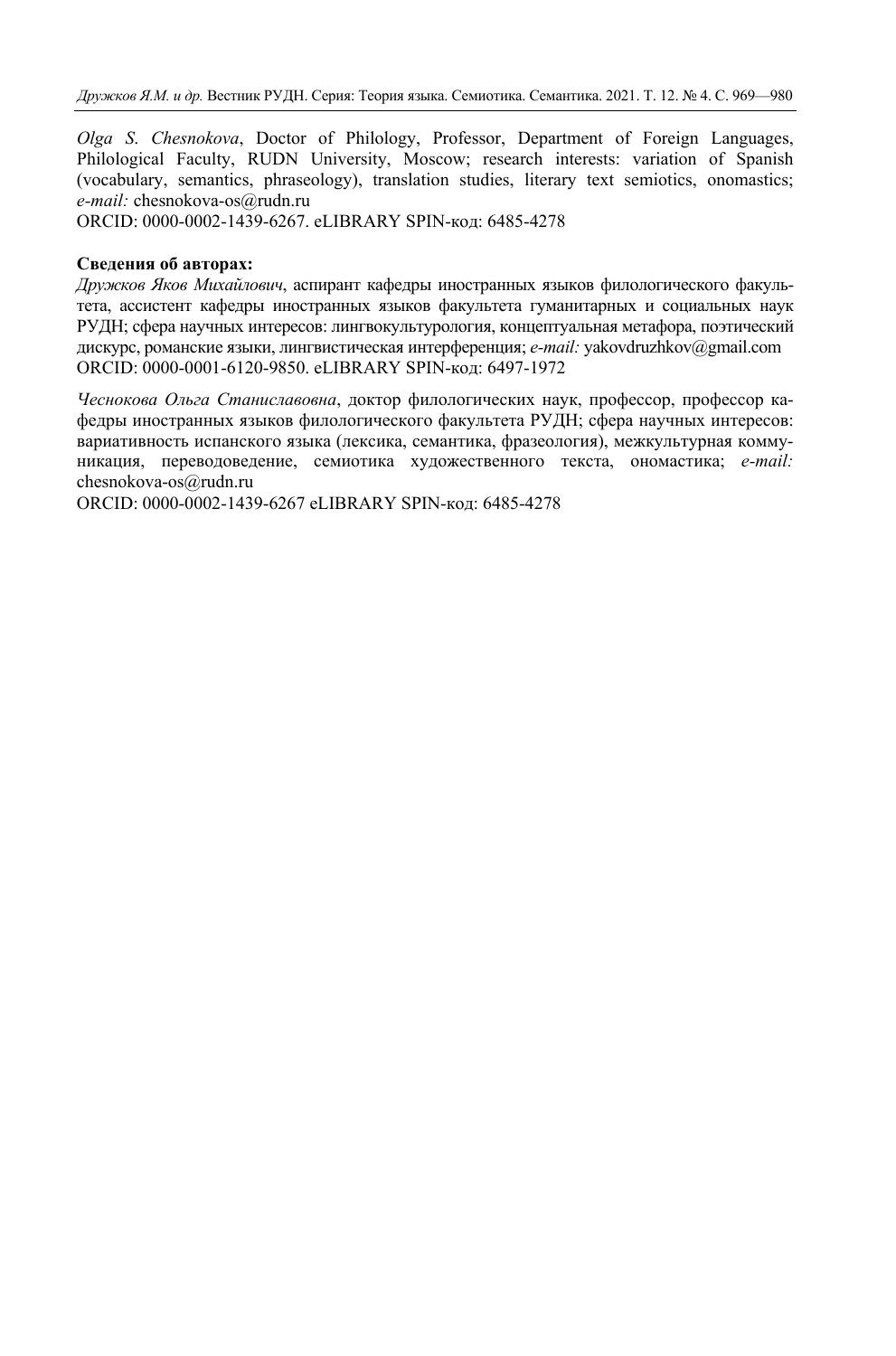*Olga S. Chesnokova*, Doctor of Philology, Professor, Department of Foreign Languages, Philological Faculty, RUDN University, Moscow; research interests: variation of Spanish (vocabulary, semantics, phraseology), translation studies, literary text semiotics, onomastics; *e-mail:* chesnokova-os@rudn.ru
ORCID: 0000-0002-1439-6267. eLIBRARY SPIN-код: 6485-4278

**Сведения об авторах:**

*Дружков Яков Михайлович*, аспирант кафедры иностранных языков филологического факультета, ассистент кафедры иностранных языков факультета гуманитарных и социальных наук РУДН; сфера научных интересов: лингвокультурология, концептуальная метафора, поэтический дискурс, романские языки, лингвистическая интерференция; *e-mail:* yakovdruzhkov@gmail.com
ORCID: 0000-0001-6120-9850. eLIBRARY SPIN-код: 6497-1972

*Чеснокова Ольга Станиславовна*, доктор филологических наук, профессор, профессор кафедры иностранных языков филологического факультета РУДН; сфера научных интересов: вариативность испанского языка (лексика, семантика, фразеология), межкультурная коммуникация, переводоведение, семиотика художественного текста, ономастика; *e-mail:* chesnokova-os@rudn.ru
ORCID: 0000-0002-1439-6267 eLIBRARY SPIN-код: 6485-4278